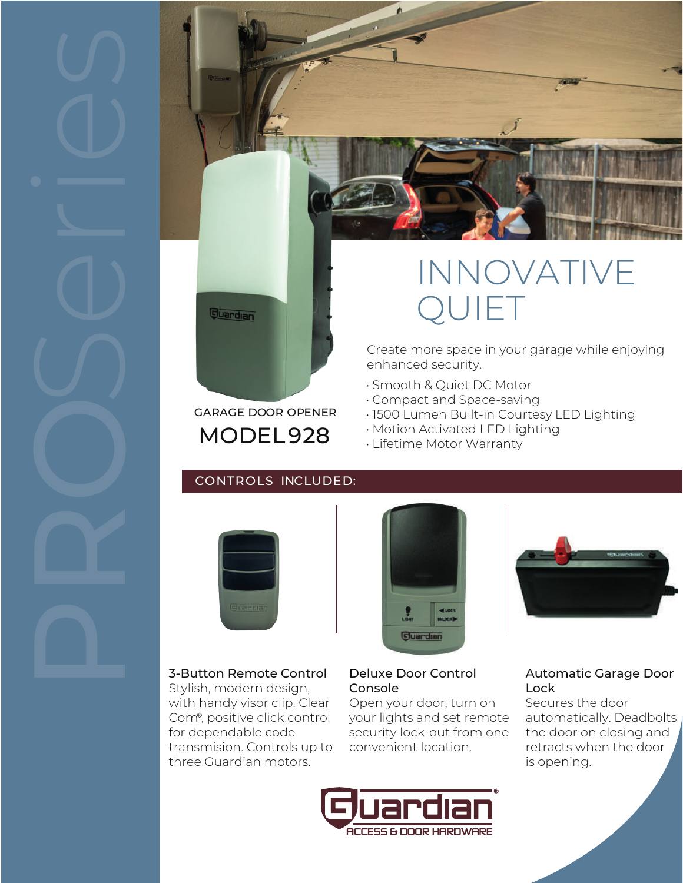PROSeries

# INNOVATIVE QUIET

GARAGE DOOR OPENER

## MODEL 928

Create more space in your garage while enjoying enhanced security.

- Smooth & Quiet DC Motor
- Compact and Space-saving
- 1500 Lumen Built-in Courtesy LED Lighting
- Motion Activated LED Lighting
- Lifetime Motor Warranty

## CONTROLS INCLUDED:

### 3-Button Remote Control

Stylish, modern design, with handy visor clip. Clear Com®, positive click control for dependable code transmision. Controls up to three Guardian motors.

### Deluxe Door Control Console

Open your door, turn on your lights and set remote security lock-out from one convenient location.

### Automatic Garage Door Lock

Secures the door automatically. Deadbolts the door on closing and retracts when the door is opening.

Guardian® ACCESS & DOOR HARDWARE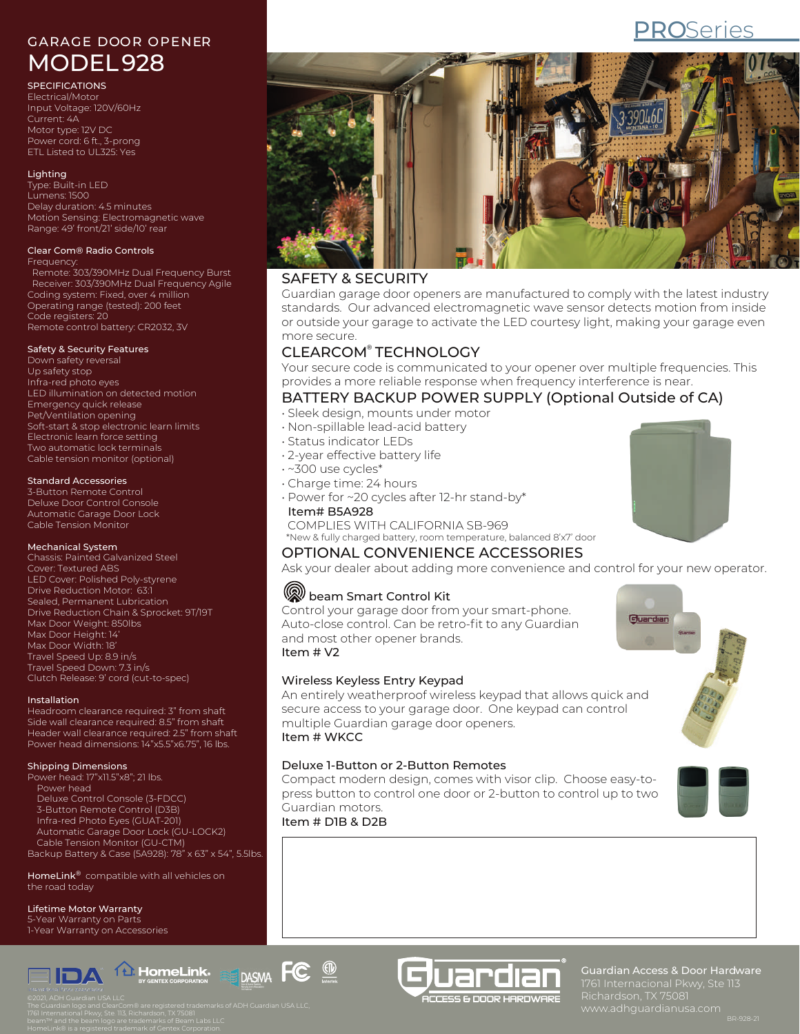# GARAGE DOOR OPENER
# MODEL 928

PROSeries

## SPECIFICATIONS

### Electrical/Motor
Input Voltage: 120V/60Hz
Current: 4A
Motor type: 12V DC
Power cord: 6 ft., 3-prong
ETL Listed to UL325: Yes

### Lighting
Type: Built-in LED
Lumens: 1500
Delay duration: 4.5 minutes
Motion Sensing: Electromagnetic wave
Range: 49' front/21' side/10' rear

### Clear Com® Radio Controls
Frequency:
Remote: 303/390MHz Dual Frequency Burst
Receiver: 303/390MHz Dual Frequency Agile
Coding system: Fixed, over 4 million
Operating range (tested): 200 feet
Code registers: 20
Remote control battery: CR2032, 3V

### Safety & Security Features
Down safety reversal
Up safety stop
Infra-red photo eyes
LED illumination on detected motion
Emergency quick release
Pet/Ventilation opening
Soft-start & stop electronic learn limits
Electronic learn force setting
Two automatic lock terminals
Cable tension monitor (optional)

### Standard Accessories
3-Button Remote Control
Deluxe Door Control Console
Automatic Garage Door Lock
Cable Tension Monitor

### Mechanical System
Chassis: Painted Galvanized Steel
Cover: Textured ABS
LED Cover: Polished Poly-styrene
Drive Reduction Motor: 63:1
Sealed, Permanent Lubrication
Drive Reduction Chain & Sprocket: 9T/19T
Max Door Weight: 850lbs
Max Door Height: 14'
Max Door Width: 18'
Travel Speed Up: 8.9 in/s
Travel Speed Down: 7.3 in/s
Clutch Release: 9' cord (cut-to-spec)

### Installation
Headroom clearance required: 3" from shaft
Side wall clearance required: 8.5" from shaft
Header wall clearance required: 2.5" from shaft
Power head dimensions: 14"x5.5"x6.75", 16 lbs.

### Shipping Dimensions
Power head: 17"x11.5"x8"; 21 lbs.
Power head
Deluxe Control Console (3-FDCC)
3-Button Remote Control (D3B)
Infra-red Photo Eyes (GUAT-201)
Automatic Garage Door Lock (GU-LOCK2)
Cable Tension Monitor (GU-CTM)
Backup Battery & Case (5A928): 7.8" x 6.3" x 5.4", 5.5lbs.

**HomeLink®** compatible with all vehicles on the road today

### Lifetime Motor Warranty
5-Year Warranty on Parts
1-Year Warranty on Accessories

## SAFETY & SECURITY
Guardian garage door openers are manufactured to comply with the latest industry standards. Our advanced electromagnetic wave sensor detects motion from inside or outside your garage to activate the LED courtesy light, making your garage even more secure.

## CLEARCOM® TECHNOLOGY
Your secure code is communicated to your opener over multiple frequencies. This provides a more reliable response when frequency interference is near.

## BATTERY BACKUP POWER SUPPLY (Optional Outside of CA)
- Sleek design, mounts under motor
- Non-spillable lead-acid battery
- Status indicator LEDs
- 2-year effective battery life
- ~300 use cycles*
- Charge time: 24 hours
- Power for ~20 cycles after 12-hr stand-by*

**Item# B5A928**
COMPLIES WITH CALIFORNIA SB-969
*New & fully charged battery, room temperature, balanced 8'x7' door

## OPTIONAL CONVENIENCE ACCESSORIES
Ask your dealer about adding more convenience and control for your new operator.

### beam Smart Control Kit
Control your garage door from your smart-phone. Auto-close control. Can be retro-fit to any Guardian and most other opener brands.
Item # V2

### Wireless Keyless Entry Keypad
An entirely weatherproof wireless keypad that allows quick and secure access to your garage door. One keypad can control multiple Guardian garage door openers.
Item # WKCC

### Deluxe 1-Button or 2-Button Remotes
Compact modern design, comes with visor clip. Choose easy-to-press button to control one door or 2-button to control up to two Guardian motors.
Item # D1B & D2B

©2021, ADH Guardian USA LLC
The Guardian logo and ClearCom® are registered trademarks of ADH Guardian USA LLC, 1761 International Pkwy, Ste. 113, Richardson, TX 75081
beam™ and the beam logo are trademarks of Beam Labs LLC
HomeLink® is a registered trademark of Gentex Corporation.

Guardian Access & Door Hardware
1761 Internacional Pkwy, Ste 113
Richardson, TX 75081
www.adhguardianusa.com

BR-928-21